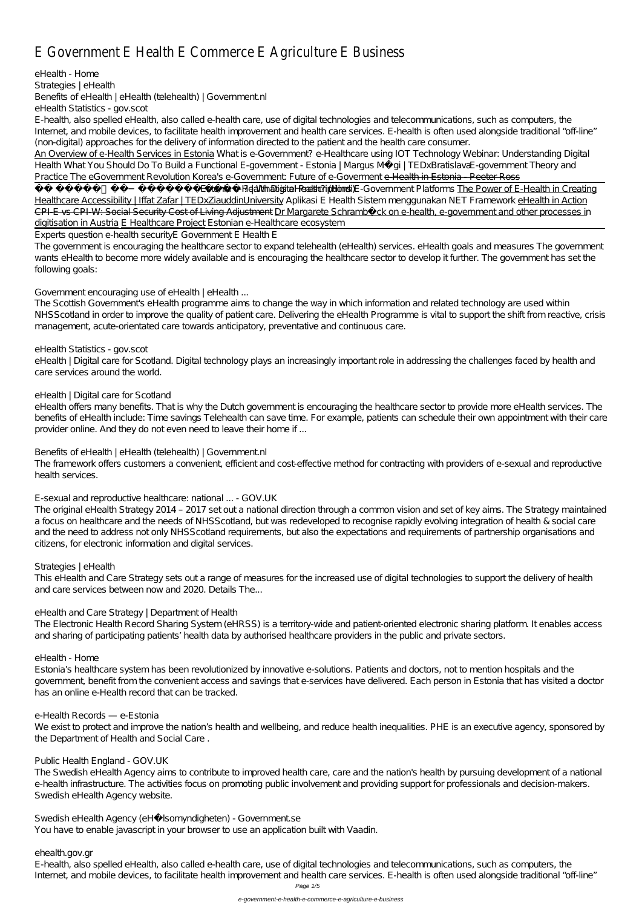# E Government E Health E Commerce E Agriculture E Business

eHealth - Home

Strategies | eHealth

Benefits of eHealth | eHealth (telehealth) | Government.nl

eHealth Statistics - gov.scot

E-health, also spelled eHealth, also called e-health care, use of digital technologies and telecommunications, such as computers, the Internet, and mobile devices, to facilitate health improvement and health care services. E-health is often used alongside traditional "off-line" (non-digital) approaches for the delivery of information directed to the patient and the health care consumer.

An Overview of e-Health Services in Estonia *What is e-Government? e-Healthcare using IOT Technology Webinar: Understanding Digital Health What You Should Do To Build a Functional E-government - Estonia | Margus Mägi | TEDxBratislava E-government Theory and Practice The eGovernment Revolution Korea's e-Government: Future of e-Goverment* e-Health in Estonia - Peeter Ross

ई गवर्नेंस क्या है (Hindi) *Estonian e-Health: Digital Prescriptions E-Government Platforms* The Power of E-Health in Creating Healthcare Accessibility | Iffat Zafar | TEDxZiauddinUniversity *Aplikasi E Health Sistem menggunakan NET Framework* eHealth in Action CPI-E vs CPI-W: Social Security Cost of Living Adjustment Dr Margarete Schramböck on e-health, e-government and other processes in digitisation in Austria E Healthcare Project *Estonian e-Healthcare ecosystem*

Experts question e-health security *E Government E Health E*

The government is encouraging the healthcare sector to expand telehealth (eHealth) services. eHealth goals and measures The government wants eHealth to become more widely available and is encouraging the healthcare sector to develop it further. The government has set the following goals:

*Government encouraging use of eHealth | eHealth ...*

The Scottish Government's eHealth programme aims to change the way in which information and related technology are used within NHSScotland in order to improve the quality of patient care. Delivering the eHealth Programme is vital to support the shift from reactive, crisis management, acute-orientated care towards anticipatory, preventative and continuous care.

*eHealth Statistics - gov.scot*

eHealth | Digital care for Scotland. Digital technology plays an increasingly important role in addressing the challenges faced by health and care services around the world.

*eHealth | Digital care for Scotland*

eHealth offers many benefits. That is why the Dutch government is encouraging the healthcare sector to provide more eHealth services. The benefits of eHealth include: Time savings Telehealth can save time. For example, patients can schedule their own appointment with their care provider online. And they do not even need to leave their home if ...

*Benefits of eHealth | eHealth (telehealth) | Government.nl*

The framework offers customers a convenient, efficient and cost-effective method for contracting with providers of e-sexual and reproductive health services.

*E-sexual and reproductive healthcare: national ... - GOV.UK*

The original eHealth Strategy 2014 – 2017 set out a national direction through a common vision and set of key aims. The Strategy maintained a focus on healthcare and the needs of NHSScotland, but was redeveloped to recognise rapidly evolving integration of health & social care and the need to address not only NHSScotland requirements, but also the expectations and requirements of partnership organisations and citizens, for electronic information and digital services.

*Strategies | eHealth*

This eHealth and Care Strategy sets out a range of measures for the increased use of digital technologies to support the delivery of health and care services between now and 2020. Details The...

*eHealth and Care Strategy | Department of Health*

The Electronic Health Record Sharing System (eHRSS) is a territory-wide and patient-oriented electronic sharing platform. It enables access and sharing of participating patients' health data by authorised healthcare providers in the public and private sectors.

*eHealth - Home*

Estonia's healthcare system has been revolutionized by innovative e-solutions. Patients and doctors, not to mention hospitals and the government, benefit from the convenient access and savings that e-services have delivered. Each person in Estonia that has visited a doctor has an online e-Health record that can be tracked.

*e-Health Records — e-Estonia*

We exist to protect and improve the nation's health and wellbeing, and reduce health inequalities. PHE is an executive agency, sponsored by the Department of Health and Social Care .

*Public Health England - GOV.UK*

The Swedish eHealth Agency aims to contribute to improved health care, care and the nation's health by pursuing development of a national e-health infrastructure. The activities focus on promoting public involvement and providing support for professionals and decision-makers. Swedish eHealth Agency website.

*Swedish eHealth Agency (eHälsomyndigheten) - Government.se*

You have to enable javascript in your browser to use an application built with Vaadin.

*ehealth.gov.gr*

E-health, also spelled eHealth, also called e-health care, use of digital technologies and telecommunications, such as computers, the Internet, and mobile devices, to facilitate health improvement and health care services. E-health is often used alongside traditional "off-line"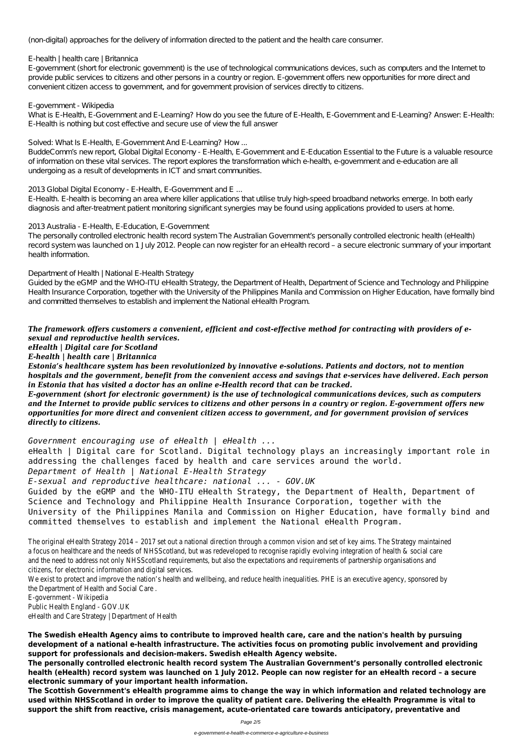(non-digital) approaches for the delivery of information directed to the patient and the health care consumer.

E-health | health care | Britannica

E-government (short for electronic government) is the use of technological communications devices, such as computers and the Internet to provide public services to citizens and other persons in a country or region. E-government offers new opportunities for more direct and convenient citizen access to government, and for government provision of services directly to citizens.

E-government - Wikipedia

What is E-Health, E-Government and E-Learning? How do you see the future of E-Health, E-Government and E-Learning? Answer: E-Health: E-Health is nothing but cost effective and secure use of view the full answer

Solved: What Is E-Health, E-Government And E-Learning? How ...

BuddeComm's new report, Global Digital Economy - E-Health, E-Government and E-Education Essential to the Future is a valuable resource of information on these vital services. The report explores the transformation which e-health, e-government and e-education are all undergoing as a result of developments in ICT and smart communities.

2013 Global Digital Economy - E-Health, E-Government and E ...

E-Health. E-health is becoming an area where killer applications that utilise truly high-speed broadband networks emerge. In both early diagnosis and after-treatment patient monitoring significant synergies may be found using applications provided to users at home.

2013 Australia - E-Health, E-Education, E-Government

The personally controlled electronic health record system The Australian Government's personally controlled electronic health (eHealth) record system was launched on 1 July 2012. People can now register for an eHealth record – a secure electronic summary of your important health information.

Department of Health | National E-Health Strategy

Guided by the eGMP and the WHO-ITU eHealth Strategy, the Department of Health, Department of Science and Technology and Philippine Health Insurance Corporation, together with the University of the Philippines Manila and Commission on Higher Education, have formally bind and committed themselves to establish and implement the National eHealth Program.

***The framework offers customers a convenient, efficient and cost-effective method for contracting with providers of e-sexual and reproductive health services.***
***eHealth | Digital care for Scotland***
***E-health | health care | Britannica***
***Estonia's healthcare system has been revolutionized by innovative e-solutions. Patients and doctors, not to mention hospitals and the government, benefit from the convenient access and savings that e-services have delivered. Each person in Estonia that has visited a doctor has an online e-Health record that can be tracked.***
***E-government (short for electronic government) is the use of technological communications devices, such as computers and the Internet to provide public services to citizens and other persons in a country or region. E-government offers new opportunities for more direct and convenient citizen access to government, and for government provision of services directly to citizens.***

*Government encouraging use of eHealth | eHealth ...*

eHealth | Digital care for Scotland. Digital technology plays an increasingly important role in addressing the challenges faced by health and care services around the world.

*Department of Health | National E-Health Strategy*

*E-sexual and reproductive healthcare: national ... - GOV.UK*

Guided by the eGMP and the WHO-ITU eHealth Strategy, the Department of Health, Department of Science and Technology and Philippine Health Insurance Corporation, together with the University of the Philippines Manila and Commission on Higher Education, have formally bind and committed themselves to establish and implement the National eHealth Program.

The original eHealth Strategy 2014 – 2017 set out a national direction through a common vision and set of key aims. The Strategy maintained a focus on healthcare and the needs of NHSScotland, but was redeveloped to recognise rapidly evolving integration of health & social care and the need to address not only NHSScotland requirements, but also the expectations and requirements of partnership organisations and citizens, for electronic information and digital services.

We exist to protect and improve the nation's health and wellbeing, and reduce health inequalities. PHE is an executive agency, sponsored by the Department of Health and Social Care .

E-government - Wikipedia

Public Health England - GOV.UK

eHealth and Care Strategy | Department of Health

**The Swedish eHealth Agency aims to contribute to improved health care, care and the nation's health by pursuing development of a national e-health infrastructure. The activities focus on promoting public involvement and providing support for professionals and decision-makers. Swedish eHealth Agency website.**
**The personally controlled electronic health record system The Australian Government's personally controlled electronic health (eHealth) record system was launched on 1 July 2012. People can now register for an eHealth record – a secure electronic summary of your important health information.**
**The Scottish Government's eHealth programme aims to change the way in which information and related technology are used within NHSScotland in order to improve the quality of patient care. Delivering the eHealth Programme is vital to support the shift from reactive, crisis management, acute-orientated care towards anticipatory, preventative and**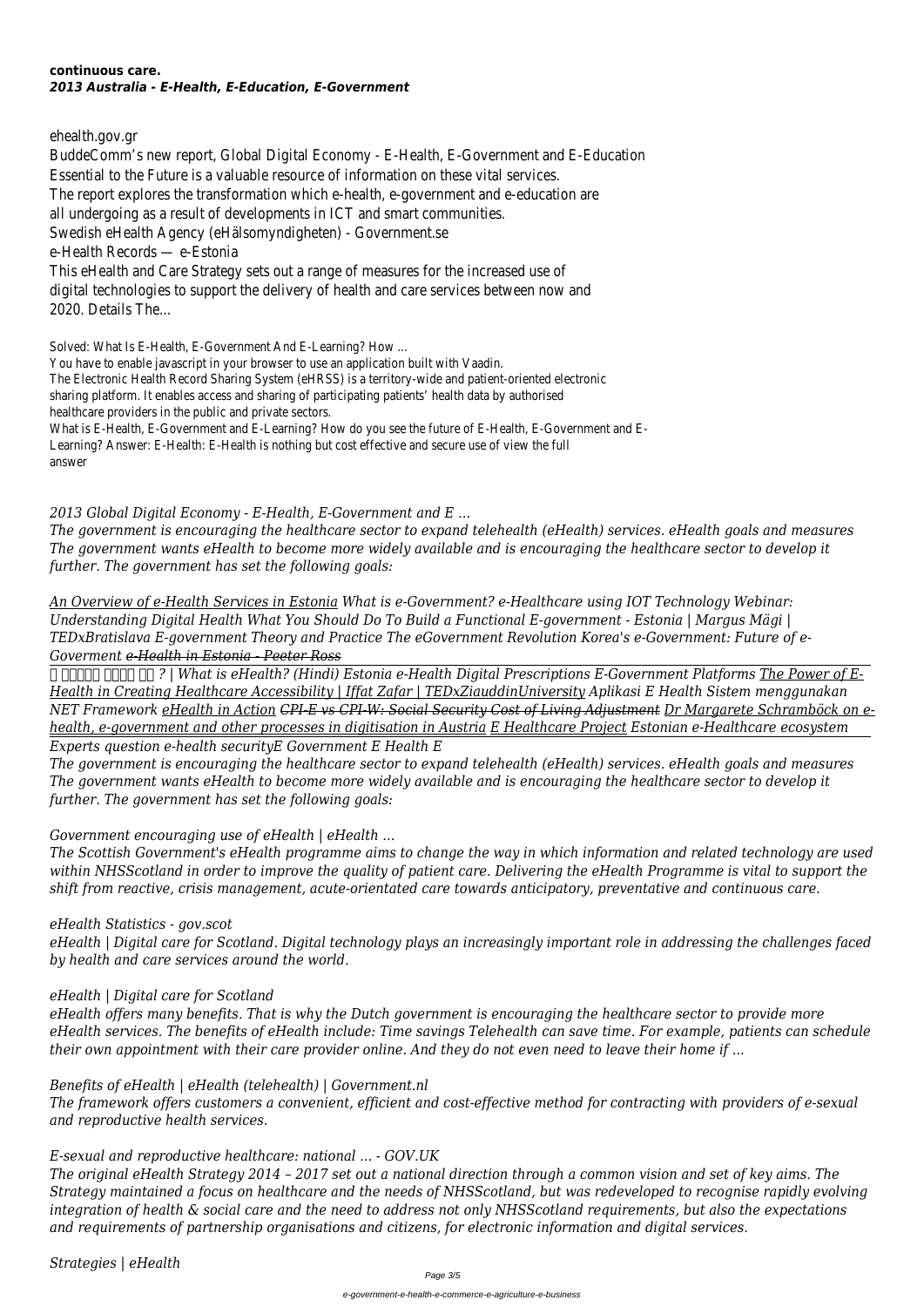**continuous care.**
***2013 Australia - E-Health, E-Education, E-Government***

ehealth.gov.gr
BuddeComm's new report, Global Digital Economy - E-Health, E-Government and E-Education Essential to the Future is a valuable resource of information on these vital services.
The report explores the transformation which e-health, e-government and e-education are all undergoing as a result of developments in ICT and smart communities.
Swedish eHealth Agency (eHälsomyndigheten) - Government.se
e-Health Records — e-Estonia
This eHealth and Care Strategy sets out a range of measures for the increased use of digital technologies to support the delivery of health and care services between now and 2020. Details The...

Solved: What Is E-Health, E-Government And E-Learning? How ...
You have to enable javascript in your browser to use an application built with Vaadin.
The Electronic Health Record Sharing System (eHRSS) is a territory-wide and patient-oriented electronic sharing platform. It enables access and sharing of participating patients' health data by authorised healthcare providers in the public and private sectors.
What is E-Health, E-Government and E-Learning? How do you see the future of E-Health, E-Government and E-Learning? Answer: E-Health: E-Health is nothing but cost effective and secure use of view the full answer

*2013 Global Digital Economy - E-Health, E-Government and E ...*

*The government is encouraging the healthcare sector to expand telehealth (eHealth) services. eHealth goals and measures The government wants eHealth to become more widely available and is encouraging the healthcare sector to develop it further. The government has set the following goals:*

*An Overview of e-Health Services in Estonia What is e-Government? e-Healthcare using IOT Technology Webinar: Understanding Digital Health What You Should Do To Build a Functional E-government - Estonia | Margus Mägi | TEDxBratislava E-government Theory and Practice The eGovernment Revolution Korea's e-Government: Future of e-Goverment ~~e-Health in Estonia - Peeter Ross~~*

*ई हेल्थ क्या है ? | What is eHealth? (Hindi) Estonia e-Health Digital Prescriptions E-Government Platforms The Power of E-Health in Creating Healthcare Accessibility | Iffat Zafar | TEDxZiauddinUniversity Aplikasi E Health Sistem menggunakan NET Framework eHealth in Action ~~CPI-E vs CPI-W: Social Security Cost of Living Adjustment~~ Dr Margarete Schramböck on e-health, e-government and other processes in digitisation in Austria E Healthcare Project Estonian e-Healthcare ecosystem*

*Experts question e-health securityE Government E Health E*

*The government is encouraging the healthcare sector to expand telehealth (eHealth) services. eHealth goals and measures The government wants eHealth to become more widely available and is encouraging the healthcare sector to develop it further. The government has set the following goals:*

*Government encouraging use of eHealth | eHealth ...*

*The Scottish Government's eHealth programme aims to change the way in which information and related technology are used within NHSScotland in order to improve the quality of patient care. Delivering the eHealth Programme is vital to support the shift from reactive, crisis management, acute-orientated care towards anticipatory, preventative and continuous care.*

*eHealth Statistics - gov.scot*

*eHealth | Digital care for Scotland. Digital technology plays an increasingly important role in addressing the challenges faced by health and care services around the world.*

*eHealth | Digital care for Scotland*

*eHealth offers many benefits. That is why the Dutch government is encouraging the healthcare sector to provide more eHealth services. The benefits of eHealth include: Time savings Telehealth can save time. For example, patients can schedule their own appointment with their care provider online. And they do not even need to leave their home if ...*

*Benefits of eHealth | eHealth (telehealth) | Government.nl*

*The framework offers customers a convenient, efficient and cost-effective method for contracting with providers of e-sexual and reproductive health services.*

*E-sexual and reproductive healthcare: national ... - GOV.UK*

*The original eHealth Strategy 2014 – 2017 set out a national direction through a common vision and set of key aims. The Strategy maintained a focus on healthcare and the needs of NHSScotland, but was redeveloped to recognise rapidly evolving integration of health & social care and the need to address not only NHSScotland requirements, but also the expectations and requirements of partnership organisations and citizens, for electronic information and digital services.*

*Strategies | eHealth*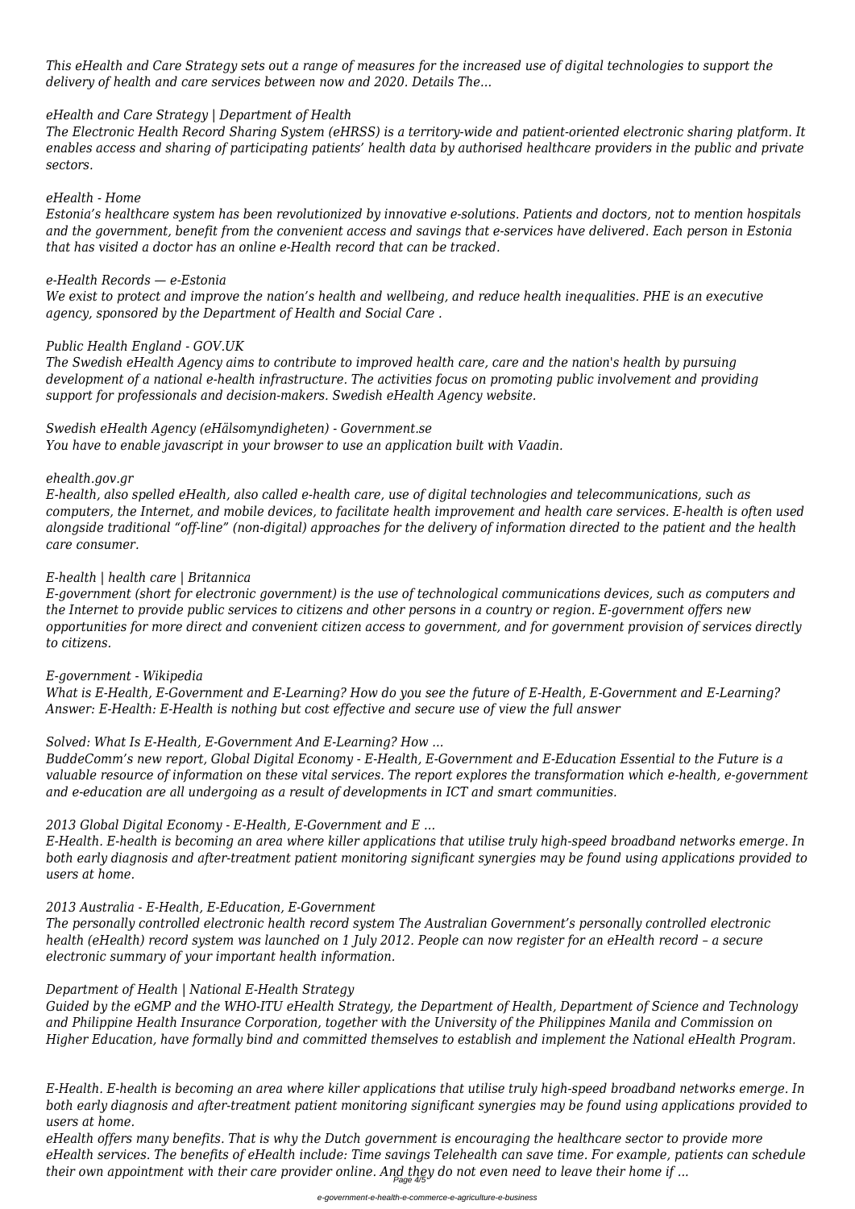*This eHealth and Care Strategy sets out a range of measures for the increased use of digital technologies to support the delivery of health and care services between now and 2020. Details The...*

*eHealth and Care Strategy | Department of Health*

*The Electronic Health Record Sharing System (eHRSS) is a territory-wide and patient-oriented electronic sharing platform. It enables access and sharing of participating patients' health data by authorised healthcare providers in the public and private sectors.*

*eHealth - Home*

*Estonia's healthcare system has been revolutionized by innovative e-solutions. Patients and doctors, not to mention hospitals and the government, benefit from the convenient access and savings that e-services have delivered. Each person in Estonia that has visited a doctor has an online e-Health record that can be tracked.*

*e-Health Records — e-Estonia*

*We exist to protect and improve the nation's health and wellbeing, and reduce health inequalities. PHE is an executive agency, sponsored by the Department of Health and Social Care .*

*Public Health England - GOV.UK*

*The Swedish eHealth Agency aims to contribute to improved health care, care and the nation's health by pursuing development of a national e-health infrastructure. The activities focus on promoting public involvement and providing support for professionals and decision-makers. Swedish eHealth Agency website.*

*Swedish eHealth Agency (eHälsomyndigheten) - Government.se*

*You have to enable javascript in your browser to use an application built with Vaadin.*

*ehealth.gov.gr*

*E-health, also spelled eHealth, also called e-health care, use of digital technologies and telecommunications, such as computers, the Internet, and mobile devices, to facilitate health improvement and health care services. E-health is often used alongside traditional "off-line" (non-digital) approaches for the delivery of information directed to the patient and the health care consumer.*

*E-health | health care | Britannica*

*E-government (short for electronic government) is the use of technological communications devices, such as computers and the Internet to provide public services to citizens and other persons in a country or region. E-government offers new opportunities for more direct and convenient citizen access to government, and for government provision of services directly to citizens.*

*E-government - Wikipedia*

*What is E-Health, E-Government and E-Learning? How do you see the future of E-Health, E-Government and E-Learning? Answer: E-Health: E-Health is nothing but cost effective and secure use of view the full answer*

*Solved: What Is E-Health, E-Government And E-Learning? How ...*

*BuddeComm's new report, Global Digital Economy - E-Health, E-Government and E-Education Essential to the Future is a valuable resource of information on these vital services. The report explores the transformation which e-health, e-government and e-education are all undergoing as a result of developments in ICT and smart communities.*

*2013 Global Digital Economy - E-Health, E-Government and E ...*

*E-Health. E-health is becoming an area where killer applications that utilise truly high-speed broadband networks emerge. In both early diagnosis and after-treatment patient monitoring significant synergies may be found using applications provided to users at home.*

*2013 Australia - E-Health, E-Education, E-Government*

*The personally controlled electronic health record system The Australian Government's personally controlled electronic health (eHealth) record system was launched on 1 July 2012. People can now register for an eHealth record – a secure electronic summary of your important health information.*

*Department of Health | National E-Health Strategy*

*Guided by the eGMP and the WHO-ITU eHealth Strategy, the Department of Health, Department of Science and Technology and Philippine Health Insurance Corporation, together with the University of the Philippines Manila and Commission on Higher Education, have formally bind and committed themselves to establish and implement the National eHealth Program.*

*E-Health. E-health is becoming an area where killer applications that utilise truly high-speed broadband networks emerge. In both early diagnosis and after-treatment patient monitoring significant synergies may be found using applications provided to users at home.*

*eHealth offers many benefits. That is why the Dutch government is encouraging the healthcare sector to provide more eHealth services. The benefits of eHealth include: Time savings Telehealth can save time. For example, patients can schedule their own appointment with their care provider online. And they do not even need to leave their home if ...*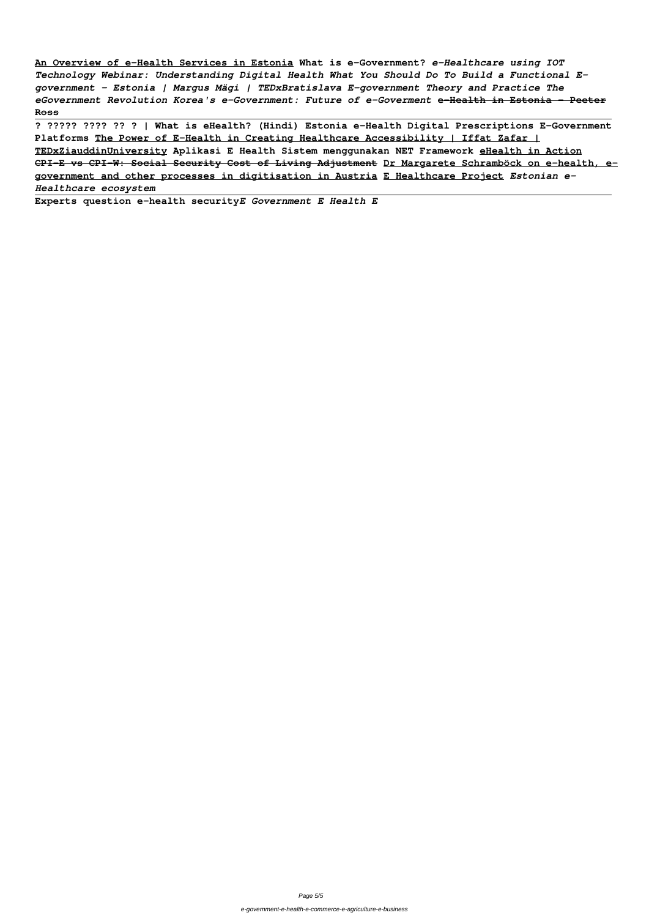**An Overview of e-Health Services in Estonia** **What is e-Government?** ***e-Healthcare using IOT Technology*** ***Webinar: Understanding Digital Health*** ***What You Should Do To Build a Functional E-government - Estonia | Margus Mägi | TEDxBratislava*** ***E-government Theory and Practice*** ***The eGovernment Revolution*** ***Korea's e-Government: Future of e-Goverment*** ~~**e-Health in Estonia - Peeter Ross**~~

**? ????? ???? ?? ? | What is eHealth? (Hindi)** **Estonia e-Health Digital Prescriptions** **E-Government Platforms** **The Power of E-Health in Creating Healthcare Accessibility | Iffat Zafar | TEDxZiauddinUniversity** **Aplikasi E Health Sistem menggunakan NET Framework** **eHealth in Action** ~~**CPI-E vs CPI-W: Social Security Cost of Living Adjustment**~~ **Dr Margarete Schramböck on e-health, e-government and other processes in digitisation in Austria** **E Healthcare Project** ***Estonian e-Healthcare ecosystem***

**Experts question e-health security*****E Government E Health E***